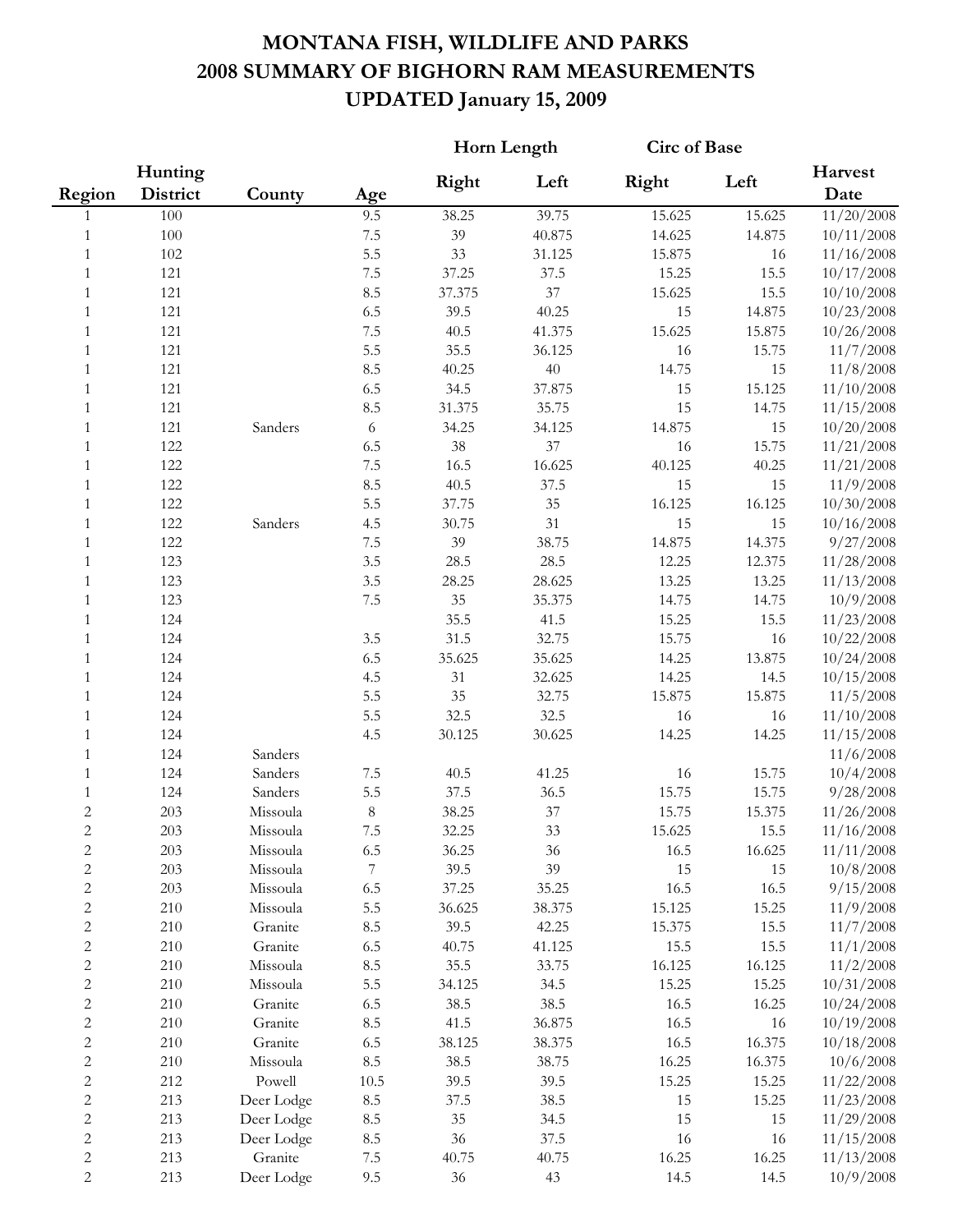# MONTANA FISH, WILDLIFE AND PARKS
# 2008 SUMMARY OF BIGHORN RAM MEASUREMENTS
# UPDATED January 15, 2009

| Region | Hunting District | County | Age | Horn Length Right | Horn Length Left | Circ of Base Right | Circ of Base Left | Harvest Date |
|---|---|---|---|---|---|---|---|---|
| 1 | 100 | | 9.5 | 38.25 | 39.75 | 15.625 | 15.625 | 11/20/2008 |
| 1 | 100 | | 7.5 | 39 | 40.875 | 14.625 | 14.875 | 10/11/2008 |
| 1 | 102 | | 5.5 | 33 | 31.125 | 15.875 | 16 | 11/16/2008 |
| 1 | 121 | | 7.5 | 37.25 | 37.5 | 15.25 | 15.5 | 10/17/2008 |
| 1 | 121 | | 8.5 | 37.375 | 37 | 15.625 | 15.5 | 10/10/2008 |
| 1 | 121 | | 6.5 | 39.5 | 40.25 | 15 | 14.875 | 10/23/2008 |
| 1 | 121 | | 7.5 | 40.5 | 41.375 | 15.625 | 15.875 | 10/26/2008 |
| 1 | 121 | | 5.5 | 35.5 | 36.125 | 16 | 15.75 | 11/7/2008 |
| 1 | 121 | | 8.5 | 40.25 | 40 | 14.75 | 15 | 11/8/2008 |
| 1 | 121 | | 6.5 | 34.5 | 37.875 | 15 | 15.125 | 11/10/2008 |
| 1 | 121 | | 8.5 | 31.375 | 35.75 | 15 | 14.75 | 11/15/2008 |
| 1 | 121 | Sanders | 6 | 34.25 | 34.125 | 14.875 | 15 | 10/20/2008 |
| 1 | 122 | | 6.5 | 38 | 37 | 16 | 15.75 | 11/21/2008 |
| 1 | 122 | | 7.5 | 16.5 | 16.625 | 40.125 | 40.25 | 11/21/2008 |
| 1 | 122 | | 8.5 | 40.5 | 37.5 | 15 | 15 | 11/9/2008 |
| 1 | 122 | | 5.5 | 37.75 | 35 | 16.125 | 16.125 | 10/30/2008 |
| 1 | 122 | Sanders | 4.5 | 30.75 | 31 | 15 | 15 | 10/16/2008 |
| 1 | 122 | | 7.5 | 39 | 38.75 | 14.875 | 14.375 | 9/27/2008 |
| 1 | 123 | | 3.5 | 28.5 | 28.5 | 12.25 | 12.375 | 11/28/2008 |
| 1 | 123 | | 3.5 | 28.25 | 28.625 | 13.25 | 13.25 | 11/13/2008 |
| 1 | 123 | | 7.5 | 35 | 35.375 | 14.75 | 14.75 | 10/9/2008 |
| 1 | 124 | | | 35.5 | 41.5 | 15.25 | 15.5 | 11/23/2008 |
| 1 | 124 | | 3.5 | 31.5 | 32.75 | 15.75 | 16 | 10/22/2008 |
| 1 | 124 | | 6.5 | 35.625 | 35.625 | 14.25 | 13.875 | 10/24/2008 |
| 1 | 124 | | 4.5 | 31 | 32.625 | 14.25 | 14.5 | 10/15/2008 |
| 1 | 124 | | 5.5 | 35 | 32.75 | 15.875 | 15.875 | 11/5/2008 |
| 1 | 124 | | 5.5 | 32.5 | 32.5 | 16 | 16 | 11/10/2008 |
| 1 | 124 | | 4.5 | 30.125 | 30.625 | 14.25 | 14.25 | 11/15/2008 |
| 1 | 124 | Sanders | | | | | | 11/6/2008 |
| 1 | 124 | Sanders | 7.5 | 40.5 | 41.25 | 16 | 15.75 | 10/4/2008 |
| 1 | 124 | Sanders | 5.5 | 37.5 | 36.5 | 15.75 | 15.75 | 9/28/2008 |
| 2 | 203 | Missoula | 8 | 38.25 | 37 | 15.75 | 15.375 | 11/26/2008 |
| 2 | 203 | Missoula | 7.5 | 32.25 | 33 | 15.625 | 15.5 | 11/16/2008 |
| 2 | 203 | Missoula | 6.5 | 36.25 | 36 | 16.5 | 16.625 | 11/11/2008 |
| 2 | 203 | Missoula | 7 | 39.5 | 39 | 15 | 15 | 10/8/2008 |
| 2 | 203 | Missoula | 6.5 | 37.25 | 35.25 | 16.5 | 16.5 | 9/15/2008 |
| 2 | 210 | Missoula | 5.5 | 36.625 | 38.375 | 15.125 | 15.25 | 11/9/2008 |
| 2 | 210 | Granite | 8.5 | 39.5 | 42.25 | 15.375 | 15.5 | 11/7/2008 |
| 2 | 210 | Granite | 6.5 | 40.75 | 41.125 | 15.5 | 15.5 | 11/1/2008 |
| 2 | 210 | Missoula | 8.5 | 35.5 | 33.75 | 16.125 | 16.125 | 11/2/2008 |
| 2 | 210 | Missoula | 5.5 | 34.125 | 34.5 | 15.25 | 15.25 | 10/31/2008 |
| 2 | 210 | Granite | 6.5 | 38.5 | 38.5 | 16.5 | 16.25 | 10/24/2008 |
| 2 | 210 | Granite | 8.5 | 41.5 | 36.875 | 16.5 | 16 | 10/19/2008 |
| 2 | 210 | Granite | 6.5 | 38.125 | 38.375 | 16.5 | 16.375 | 10/18/2008 |
| 2 | 210 | Missoula | 8.5 | 38.5 | 38.75 | 16.25 | 16.375 | 10/6/2008 |
| 2 | 212 | Powell | 10.5 | 39.5 | 39.5 | 15.25 | 15.25 | 11/22/2008 |
| 2 | 213 | Deer Lodge | 8.5 | 37.5 | 38.5 | 15 | 15.25 | 11/23/2008 |
| 2 | 213 | Deer Lodge | 8.5 | 35 | 34.5 | 15 | 15 | 11/29/2008 |
| 2 | 213 | Deer Lodge | 8.5 | 36 | 37.5 | 16 | 16 | 11/15/2008 |
| 2 | 213 | Granite | 7.5 | 40.75 | 40.75 | 16.25 | 16.25 | 11/13/2008 |
| 2 | 213 | Deer Lodge | 9.5 | 36 | 43 | 14.5 | 14.5 | 10/9/2008 |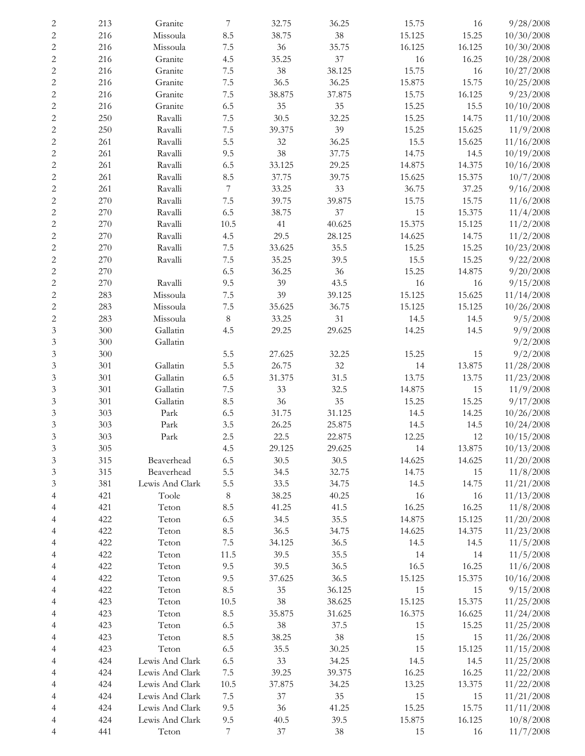| | | | | | | | | |
|---|---|---|---|---|---|---|---|---|
| 2 | 213 | Granite | 7 | 32.75 | 36.25 | 15.75 | 16 | 9/28/2008 |
| 2 | 216 | Missoula | 8.5 | 38.75 | 38 | 15.125 | 15.25 | 10/30/2008 |
| 2 | 216 | Missoula | 7.5 | 36 | 35.75 | 16.125 | 16.125 | 10/30/2008 |
| 2 | 216 | Granite | 4.5 | 35.25 | 37 | 16 | 16.25 | 10/28/2008 |
| 2 | 216 | Granite | 7.5 | 38 | 38.125 | 15.75 | 16 | 10/27/2008 |
| 2 | 216 | Granite | 7.5 | 36.5 | 36.25 | 15.875 | 15.75 | 10/25/2008 |
| 2 | 216 | Granite | 7.5 | 38.875 | 37.875 | 15.75 | 16.125 | 9/23/2008 |
| 2 | 216 | Granite | 6.5 | 35 | 35 | 15.25 | 15.5 | 10/10/2008 |
| 2 | 250 | Ravalli | 7.5 | 30.5 | 32.25 | 15.25 | 14.75 | 11/10/2008 |
| 2 | 250 | Ravalli | 7.5 | 39.375 | 39 | 15.25 | 15.625 | 11/9/2008 |
| 2 | 261 | Ravalli | 5.5 | 32 | 36.25 | 15.5 | 15.625 | 11/16/2008 |
| 2 | 261 | Ravalli | 9.5 | 38 | 37.75 | 14.75 | 14.5 | 10/19/2008 |
| 2 | 261 | Ravalli | 6.5 | 33.125 | 29.25 | 14.875 | 14.375 | 10/16/2008 |
| 2 | 261 | Ravalli | 8.5 | 37.75 | 39.75 | 15.625 | 15.375 | 10/7/2008 |
| 2 | 261 | Ravalli | 7 | 33.25 | 33 | 36.75 | 37.25 | 9/16/2008 |
| 2 | 270 | Ravalli | 7.5 | 39.75 | 39.875 | 15.75 | 15.75 | 11/6/2008 |
| 2 | 270 | Ravalli | 6.5 | 38.75 | 37 | 15 | 15.375 | 11/4/2008 |
| 2 | 270 | Ravalli | 10.5 | 41 | 40.625 | 15.375 | 15.125 | 11/2/2008 |
| 2 | 270 | Ravalli | 4.5 | 29.5 | 28.125 | 14.625 | 14.75 | 11/2/2008 |
| 2 | 270 | Ravalli | 7.5 | 33.625 | 35.5 | 15.25 | 15.25 | 10/23/2008 |
| 2 | 270 | Ravalli | 7.5 | 35.25 | 39.5 | 15.5 | 15.25 | 9/22/2008 |
| 2 | 270 | | 6.5 | 36.25 | 36 | 15.25 | 14.875 | 9/20/2008 |
| 2 | 270 | Ravalli | 9.5 | 39 | 43.5 | 16 | 16 | 9/15/2008 |
| 2 | 283 | Missoula | 7.5 | 39 | 39.125 | 15.125 | 15.625 | 11/14/2008 |
| 2 | 283 | Missoula | 7.5 | 35.625 | 36.75 | 15.125 | 15.125 | 10/26/2008 |
| 2 | 283 | Missoula | 8 | 33.25 | 31 | 14.5 | 14.5 | 9/5/2008 |
| 3 | 300 | Gallatin | 4.5 | 29.25 | 29.625 | 14.25 | 14.5 | 9/9/2008 |
| 3 | 300 | Gallatin | | | | | | 9/2/2008 |
| 3 | 300 | | 5.5 | 27.625 | 32.25 | 15.25 | 15 | 9/2/2008 |
| 3 | 301 | Gallatin | 5.5 | 26.75 | 32 | 14 | 13.875 | 11/28/2008 |
| 3 | 301 | Gallatin | 6.5 | 31.375 | 31.5 | 13.75 | 13.75 | 11/23/2008 |
| 3 | 301 | Gallatin | 7.5 | 33 | 32.5 | 14.875 | 15 | 11/9/2008 |
| 3 | 301 | Gallatin | 8.5 | 36 | 35 | 15.25 | 15.25 | 9/17/2008 |
| 3 | 303 | Park | 6.5 | 31.75 | 31.125 | 14.5 | 14.25 | 10/26/2008 |
| 3 | 303 | Park | 3.5 | 26.25 | 25.875 | 14.5 | 14.5 | 10/24/2008 |
| 3 | 303 | Park | 2.5 | 22.5 | 22.875 | 12.25 | 12 | 10/15/2008 |
| 3 | 305 | | 4.5 | 29.125 | 29.625 | 14 | 13.875 | 10/13/2008 |
| 3 | 315 | Beaverhead | 6.5 | 30.5 | 30.5 | 14.625 | 14.625 | 11/20/2008 |
| 3 | 315 | Beaverhead | 5.5 | 34.5 | 32.75 | 14.75 | 15 | 11/8/2008 |
| 3 | 381 | Lewis And Clark | 5.5 | 33.5 | 34.75 | 14.5 | 14.75 | 11/21/2008 |
| 4 | 421 | Toole | 8 | 38.25 | 40.25 | 16 | 16 | 11/13/2008 |
| 4 | 421 | Teton | 8.5 | 41.25 | 41.5 | 16.25 | 16.25 | 11/8/2008 |
| 4 | 422 | Teton | 6.5 | 34.5 | 35.5 | 14.875 | 15.125 | 11/20/2008 |
| 4 | 422 | Teton | 8.5 | 36.5 | 34.75 | 14.625 | 14.375 | 11/23/2008 |
| 4 | 422 | Teton | 7.5 | 34.125 | 36.5 | 14.5 | 14.5 | 11/5/2008 |
| 4 | 422 | Teton | 11.5 | 39.5 | 35.5 | 14 | 14 | 11/5/2008 |
| 4 | 422 | Teton | 9.5 | 39.5 | 36.5 | 16.5 | 16.25 | 11/6/2008 |
| 4 | 422 | Teton | 9.5 | 37.625 | 36.5 | 15.125 | 15.375 | 10/16/2008 |
| 4 | 422 | Teton | 8.5 | 35 | 36.125 | 15 | 15 | 9/15/2008 |
| 4 | 423 | Teton | 10.5 | 38 | 38.625 | 15.125 | 15.375 | 11/25/2008 |
| 4 | 423 | Teton | 8.5 | 35.875 | 31.625 | 16.375 | 16.625 | 11/24/2008 |
| 4 | 423 | Teton | 6.5 | 38 | 37.5 | 15 | 15.25 | 11/25/2008 |
| 4 | 423 | Teton | 8.5 | 38.25 | 38 | 15 | 15 | 11/26/2008 |
| 4 | 423 | Teton | 6.5 | 35.5 | 30.25 | 15 | 15.125 | 11/15/2008 |
| 4 | 424 | Lewis And Clark | 6.5 | 33 | 34.25 | 14.5 | 14.5 | 11/25/2008 |
| 4 | 424 | Lewis And Clark | 7.5 | 39.25 | 39.375 | 16.25 | 16.25 | 11/22/2008 |
| 4 | 424 | Lewis And Clark | 10.5 | 37.875 | 34.25 | 13.25 | 13.375 | 11/22/2008 |
| 4 | 424 | Lewis And Clark | 7.5 | 37 | 35 | 15 | 15 | 11/21/2008 |
| 4 | 424 | Lewis And Clark | 9.5 | 36 | 41.25 | 15.25 | 15.75 | 11/11/2008 |
| 4 | 424 | Lewis And Clark | 9.5 | 40.5 | 39.5 | 15.875 | 16.125 | 10/8/2008 |
| 4 | 441 | Teton | 7 | 37 | 38 | 15 | 16 | 11/7/2008 |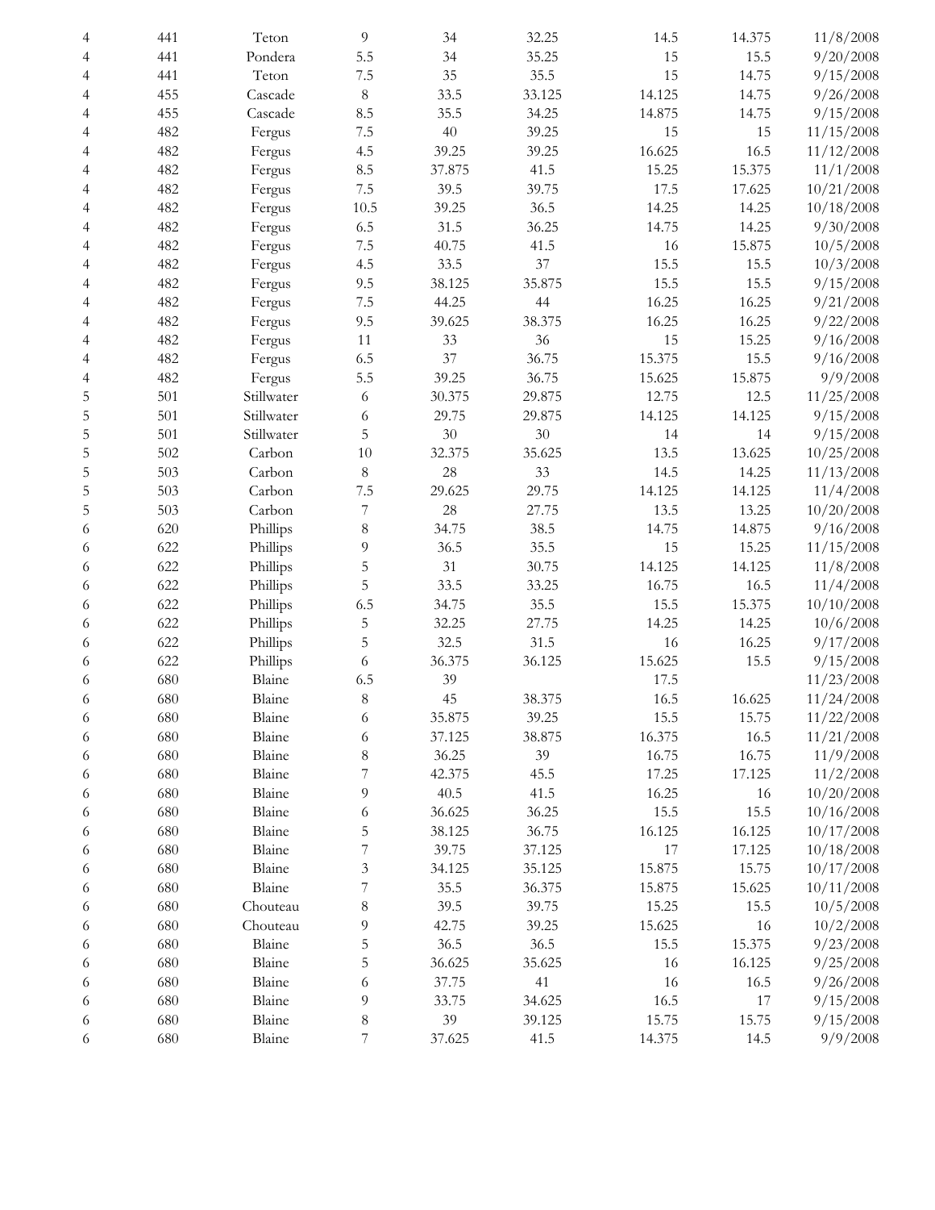| | | | | | | | | |
|---|---|---|---|---|---|---|---|---|
| 4 | 441 | Teton | 9 | 34 | 32.25 | 14.5 | 14.375 | 11/8/2008 |
| 4 | 441 | Pondera | 5.5 | 34 | 35.25 | 15 | 15.5 | 9/20/2008 |
| 4 | 441 | Teton | 7.5 | 35 | 35.5 | 15 | 14.75 | 9/15/2008 |
| 4 | 455 | Cascade | 8 | 33.5 | 33.125 | 14.125 | 14.75 | 9/26/2008 |
| 4 | 455 | Cascade | 8.5 | 35.5 | 34.25 | 14.875 | 14.75 | 9/15/2008 |
| 4 | 482 | Fergus | 7.5 | 40 | 39.25 | 15 | 15 | 11/15/2008 |
| 4 | 482 | Fergus | 4.5 | 39.25 | 39.25 | 16.625 | 16.5 | 11/12/2008 |
| 4 | 482 | Fergus | 8.5 | 37.875 | 41.5 | 15.25 | 15.375 | 11/1/2008 |
| 4 | 482 | Fergus | 7.5 | 39.5 | 39.75 | 17.5 | 17.625 | 10/21/2008 |
| 4 | 482 | Fergus | 10.5 | 39.25 | 36.5 | 14.25 | 14.25 | 10/18/2008 |
| 4 | 482 | Fergus | 6.5 | 31.5 | 36.25 | 14.75 | 14.25 | 9/30/2008 |
| 4 | 482 | Fergus | 7.5 | 40.75 | 41.5 | 16 | 15.875 | 10/5/2008 |
| 4 | 482 | Fergus | 4.5 | 33.5 | 37 | 15.5 | 15.5 | 10/3/2008 |
| 4 | 482 | Fergus | 9.5 | 38.125 | 35.875 | 15.5 | 15.5 | 9/15/2008 |
| 4 | 482 | Fergus | 7.5 | 44.25 | 44 | 16.25 | 16.25 | 9/21/2008 |
| 4 | 482 | Fergus | 9.5 | 39.625 | 38.375 | 16.25 | 16.25 | 9/22/2008 |
| 4 | 482 | Fergus | 11 | 33 | 36 | 15 | 15.25 | 9/16/2008 |
| 4 | 482 | Fergus | 6.5 | 37 | 36.75 | 15.375 | 15.5 | 9/16/2008 |
| 4 | 482 | Fergus | 5.5 | 39.25 | 36.75 | 15.625 | 15.875 | 9/9/2008 |
| 5 | 501 | Stillwater | 6 | 30.375 | 29.875 | 12.75 | 12.5 | 11/25/2008 |
| 5 | 501 | Stillwater | 6 | 29.75 | 29.875 | 14.125 | 14.125 | 9/15/2008 |
| 5 | 501 | Stillwater | 5 | 30 | 30 | 14 | 14 | 9/15/2008 |
| 5 | 502 | Carbon | 10 | 32.375 | 35.625 | 13.5 | 13.625 | 10/25/2008 |
| 5 | 503 | Carbon | 8 | 28 | 33 | 14.5 | 14.25 | 11/13/2008 |
| 5 | 503 | Carbon | 7.5 | 29.625 | 29.75 | 14.125 | 14.125 | 11/4/2008 |
| 5 | 503 | Carbon | 7 | 28 | 27.75 | 13.5 | 13.25 | 10/20/2008 |
| 6 | 620 | Phillips | 8 | 34.75 | 38.5 | 14.75 | 14.875 | 9/16/2008 |
| 6 | 622 | Phillips | 9 | 36.5 | 35.5 | 15 | 15.25 | 11/15/2008 |
| 6 | 622 | Phillips | 5 | 31 | 30.75 | 14.125 | 14.125 | 11/8/2008 |
| 6 | 622 | Phillips | 5 | 33.5 | 33.25 | 16.75 | 16.5 | 11/4/2008 |
| 6 | 622 | Phillips | 6.5 | 34.75 | 35.5 | 15.5 | 15.375 | 10/10/2008 |
| 6 | 622 | Phillips | 5 | 32.25 | 27.75 | 14.25 | 14.25 | 10/6/2008 |
| 6 | 622 | Phillips | 5 | 32.5 | 31.5 | 16 | 16.25 | 9/17/2008 |
| 6 | 622 | Phillips | 6 | 36.375 | 36.125 | 15.625 | 15.5 | 9/15/2008 |
| 6 | 680 | Blaine | 6.5 | 39 | | 17.5 | | 11/23/2008 |
| 6 | 680 | Blaine | 8 | 45 | 38.375 | 16.5 | 16.625 | 11/24/2008 |
| 6 | 680 | Blaine | 6 | 35.875 | 39.25 | 15.5 | 15.75 | 11/22/2008 |
| 6 | 680 | Blaine | 6 | 37.125 | 38.875 | 16.375 | 16.5 | 11/21/2008 |
| 6 | 680 | Blaine | 8 | 36.25 | 39 | 16.75 | 16.75 | 11/9/2008 |
| 6 | 680 | Blaine | 7 | 42.375 | 45.5 | 17.25 | 17.125 | 11/2/2008 |
| 6 | 680 | Blaine | 9 | 40.5 | 41.5 | 16.25 | 16 | 10/20/2008 |
| 6 | 680 | Blaine | 6 | 36.625 | 36.25 | 15.5 | 15.5 | 10/16/2008 |
| 6 | 680 | Blaine | 5 | 38.125 | 36.75 | 16.125 | 16.125 | 10/17/2008 |
| 6 | 680 | Blaine | 7 | 39.75 | 37.125 | 17 | 17.125 | 10/18/2008 |
| 6 | 680 | Blaine | 3 | 34.125 | 35.125 | 15.875 | 15.75 | 10/17/2008 |
| 6 | 680 | Blaine | 7 | 35.5 | 36.375 | 15.875 | 15.625 | 10/11/2008 |
| 6 | 680 | Chouteau | 8 | 39.5 | 39.75 | 15.25 | 15.5 | 10/5/2008 |
| 6 | 680 | Chouteau | 9 | 42.75 | 39.25 | 15.625 | 16 | 10/2/2008 |
| 6 | 680 | Blaine | 5 | 36.5 | 36.5 | 15.5 | 15.375 | 9/23/2008 |
| 6 | 680 | Blaine | 5 | 36.625 | 35.625 | 16 | 16.125 | 9/25/2008 |
| 6 | 680 | Blaine | 6 | 37.75 | 41 | 16 | 16.5 | 9/26/2008 |
| 6 | 680 | Blaine | 9 | 33.75 | 34.625 | 16.5 | 17 | 9/15/2008 |
| 6 | 680 | Blaine | 8 | 39 | 39.125 | 15.75 | 15.75 | 9/15/2008 |
| 6 | 680 | Blaine | 7 | 37.625 | 41.5 | 14.375 | 14.5 | 9/9/2008 |